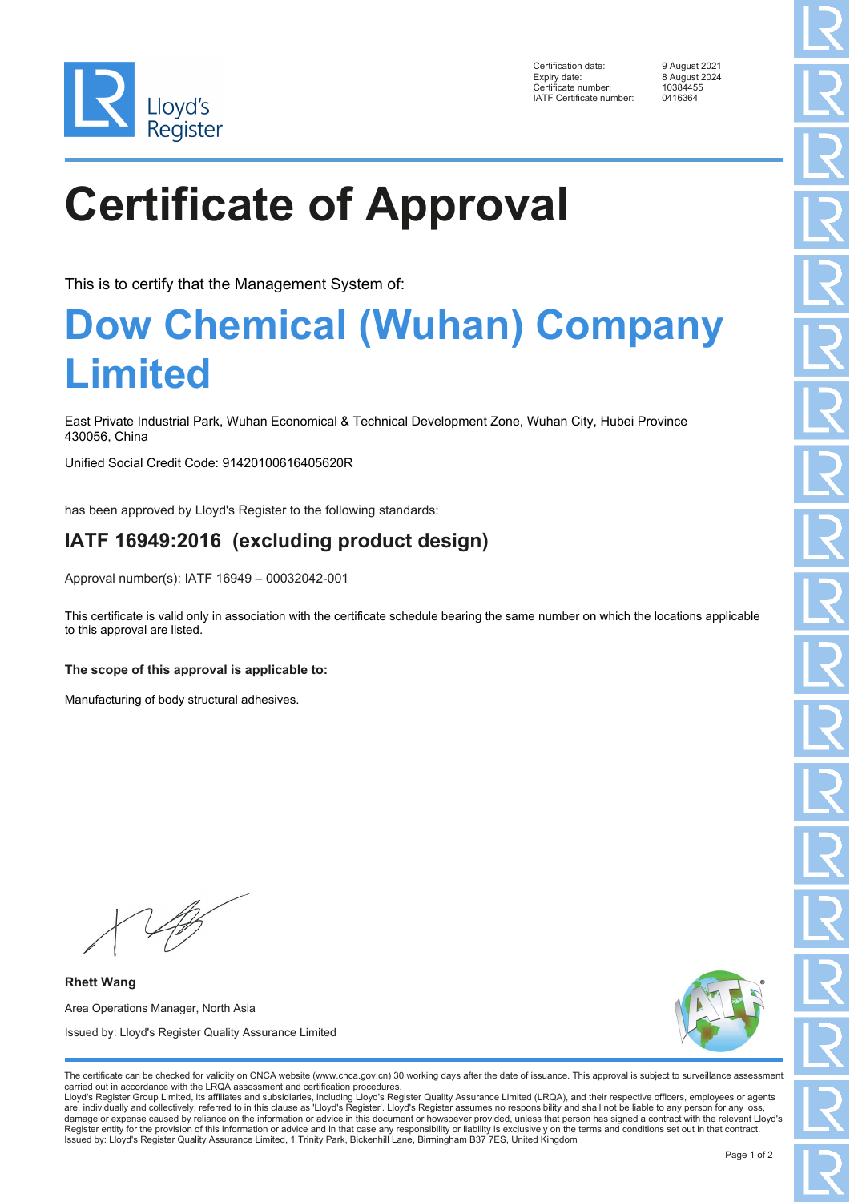| | |
|---|---|
| Certification date: | 9 August 2021 |
| Expiry date: | 8 August 2024 |
| Certificate number: | 10384455 |
| IATF Certificate number: | 0416364 |

# Certificate of Approval

This is to certify that the Management System of:

## Dow Chemical (Wuhan) Company Limited

East Private Industrial Park, Wuhan Economical & Technical Development Zone, Wuhan City, Hubei Province 430056, China

Unified Social Credit Code: 91420100616405620R

has been approved by Lloyd's Register to the following standards:

### IATF 16949:2016 (excluding product design)

Approval number(s): IATF 16949 – 00032042-001

This certificate is valid only in association with the certificate schedule bearing the same number on which the locations applicable to this approval are listed.

**The scope of this approval is applicable to:**

Manufacturing of body structural adhesives.

**Rhett Wang**

Area Operations Manager, North Asia

Issued by: Lloyd's Register Quality Assurance Limited

The certificate can be checked for validity on CNCA website (www.cnca.gov.cn) 30 working days after the date of issuance. This approval is subject to surveillance assessment carried out in accordance with the LRQA assessment and certification procedures.
Lloyd's Register Group Limited, its affiliates and subsidiaries, including Lloyd's Register Quality Assurance Limited (LRQA), and their respective officers, employees or agents are, individually and collectively, referred to in this clause as 'Lloyd's Register'. Lloyd's Register assumes no responsibility and shall not be liable to any person for any loss, damage or expense caused by reliance on the information or advice in this document or howsoever provided, unless that person has signed a contract with the relevant Lloyd's Register entity for the provision of this information or advice and in that case any responsibility or liability is exclusively on the terms and conditions set out in that contract.
Issued by: Lloyd's Register Quality Assurance Limited, 1 Trinity Park, Bickenhill Lane, Birmingham B37 7ES, United Kingdom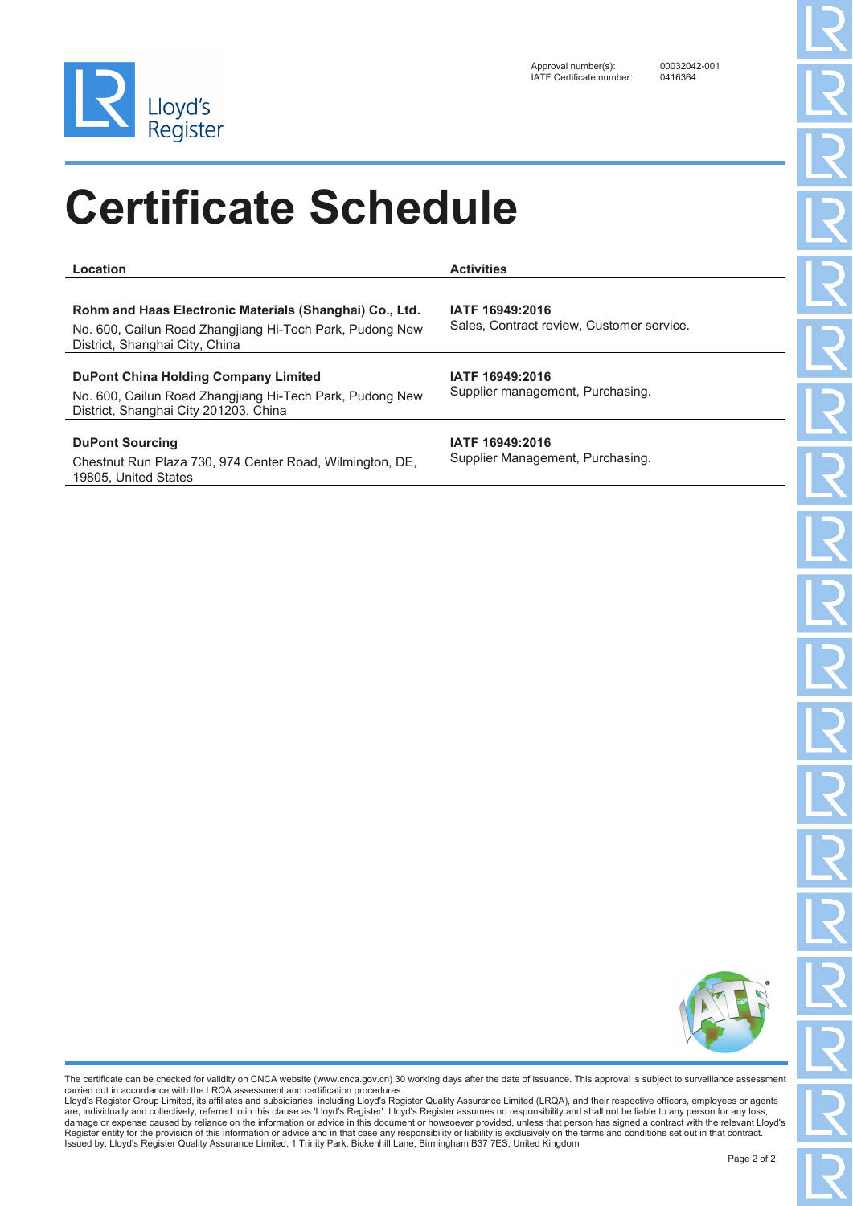Approval number(s): 00032042-001
IATF Certificate number: 0416364

# Certificate Schedule

| Location | Activities |
| --- | --- |
| **Rohm and Haas Electronic Materials (Shanghai) Co., Ltd.** No. 600, Cailun Road Zhangjiang Hi-Tech Park, Pudong New District, Shanghai City, China | **IATF 16949:2016** Sales, Contract review, Customer service. |
| **DuPont China Holding Company Limited** No. 600, Cailun Road Zhangjiang Hi-Tech Park, Pudong New District, Shanghai City 201203, China | **IATF 16949:2016** Supplier management, Purchasing. |
| **DuPont Sourcing** Chestnut Run Plaza 730, 974 Center Road, Wilmington, DE, 19805, United States | **IATF 16949:2016** Supplier Management, Purchasing. |

The certificate can be checked for validity on CNCA website (www.cnca.gov.cn) 30 working days after the date of issuance. This approval is subject to surveillance assessment carried out in accordance with the LRQA assessment and certification procedures.
Lloyd's Register Group Limited, its affiliates and subsidiaries, including Lloyd's Register Quality Assurance Limited (LRQA), and their respective officers, employees or agents are, individually and collectively, referred to in this clause as 'Lloyd's Register'. Lloyd's Register assumes no responsibility and shall not be liable to any person for any loss, damage or expense caused by reliance on the information or advice in this document or howsoever provided, unless that person has signed a contract with the relevant Lloyd's Register entity for the provision of this information or advice and in that case any responsibility or liability is exclusively on the terms and conditions set out in that contract.
Issued by: Lloyd's Register Quality Assurance Limited, 1 Trinity Park, Bickenhill Lane, Birmingham B37 7ES, United Kingdom